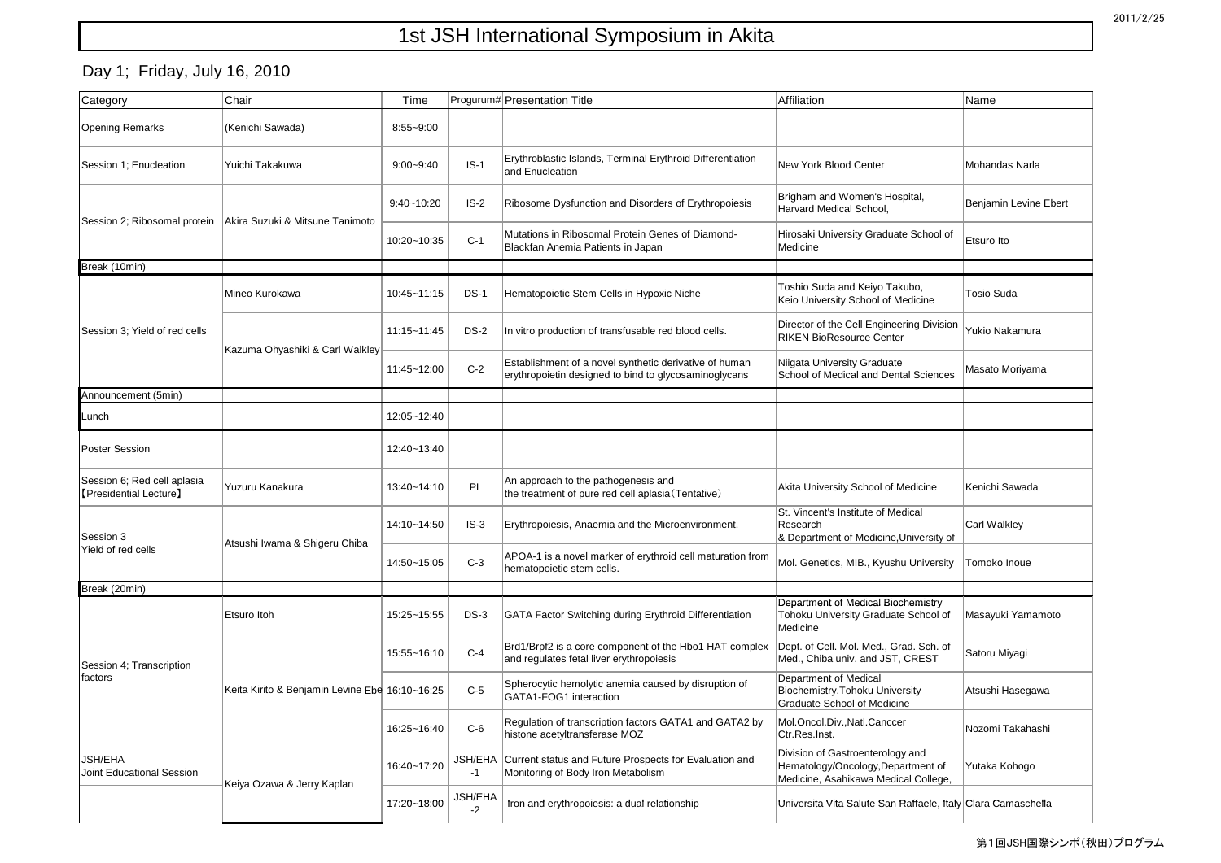# 1st JSH International Symposium in Akita

## Day 1; Friday, July 16, 2010

| Category | Chair | Time | Progurum# | Presentation Title | Affiliation | Name |
|---|---|---|---|---|---|---|
| Opening Remarks | (Kenichi Sawada) | 8:55~9:00 | | | | |
| Session 1; Enucleation | Yuichi Takakuwa | 9:00~9:40 | IS-1 | Erythroblastic Islands, Terminal Erythroid Differentiation and Enucleation | New York Blood Center | Mohandas Narla |
| Session 2; Ribosomal protein | Akira Suzuki & Mitsune Tanimoto | 9:40~10:20 | IS-2 | Ribosome Dysfunction and Disorders of Erythropoiesis | Brigham and Women's Hospital, Harvard Medical School, | Benjamin Levine Ebert |
| | | 10:20~10:35 | C-1 | Mutations in Ribosomal Protein Genes of Diamond-Blackfan Anemia Patients in Japan | Hirosaki University Graduate School of Medicine | Etsuro Ito |
| Break (10min) | | | | | | |
| Session 3; Yield of red cells | Mineo Kurokawa | 10:45~11:15 | DS-1 | Hematopoietic Stem Cells in Hypoxic Niche | Toshio Suda and Keiyo Takubo, Keio University School of Medicine | Tosio Suda |
| | Kazuma Ohyashiki & Carl Walkley | 11:15~11:45 | DS-2 | In vitro production of transfusable red blood cells. | Director of the Cell Engineering Division RIKEN BioResource Center | Yukio Nakamura |
| | | 11:45~12:00 | C-2 | Establishment of a novel synthetic derivative of human erythropoietin designed to bind to glycosaminoglycans | Niigata University Graduate School of Medical and Dental Sciences | Masato Moriyama |
| Announcement (5min) | | | | | | |
| Lunch | | 12:05~12:40 | | | | |
| Poster Session | | 12:40~13:40 | | | | |
| Session 6; Red cell aplasia 【Presidential Lecture】 | Yuzuru Kanakura | 13:40~14:10 | PL | An approach to the pathogenesis and the treatment of pure red cell aplasia（Tentative） | Akita University School of Medicine | Kenichi Sawada |
| Session 3 Yield of red cells | Atsushi Iwama & Shigeru Chiba | 14:10~14:50 | IS-3 | Erythropoiesis, Anaemia and the Microenvironment. | St. Vincent's Institute of Medical Research & Department of Medicine,University of | Carl Walkley |
| | | 14:50~15:05 | C-3 | APOA-1 is a novel marker of erythroid cell maturation from hematopoietic stem cells. | Mol. Genetics, MIB., Kyushu University | Tomoko Inoue |
| Break (20min) | | | | | | |
| Session 4; Transcription factors | Etsuro Itoh | 15:25~15:55 | DS-3 | GATA Factor Switching during Erythroid Differentiation | Department of Medical Biochemistry Tohoku University Graduate School of Medicine | Masayuki Yamamoto |
| | Keita Kirito & Benjamin Levine Ebe | 15:55~16:10 | C-4 | Brd1/Brpf2 is a core component of the Hbo1 HAT complex and regulates fetal liver erythropoiesis | Dept. of Cell. Mol. Med., Grad. Sch. of Med., Chiba univ. and JST, CREST | Satoru Miyagi |
| | | 16:10~16:25 | C-5 | Spherocytic hemolytic anemia caused by disruption of GATA1-FOG1 interaction | Department of Medical Biochemistry,Tohoku University Graduate School of Medicine | Atsushi Hasegawa |
| | | 16:25~16:40 | C-6 | Regulation of transcription factors GATA1 and GATA2 by histone acetyltransferase MOZ | Mol.Oncol.Div.,Natl.Canccer Ctr.Res.Inst. | Nozomi Takahashi |
| JSH/EHA Joint Educational Session | Keiya Ozawa & Jerry Kaplan | 16:40~17:20 | JSH/EHA -1 | Current status and Future Prospects for Evaluation and Monitoring of Body Iron Metabolism | Division of Gastroenterology and Hematology/Oncology,Department of Medicine, Asahikawa Medical College, | Yutaka Kohogo |
| | | 17:20~18:00 | JSH/EHA -2 | Iron and erythropoiesis: a dual relationship | Universita Vita Salute San Raffaele, Italy | Clara Camaschella |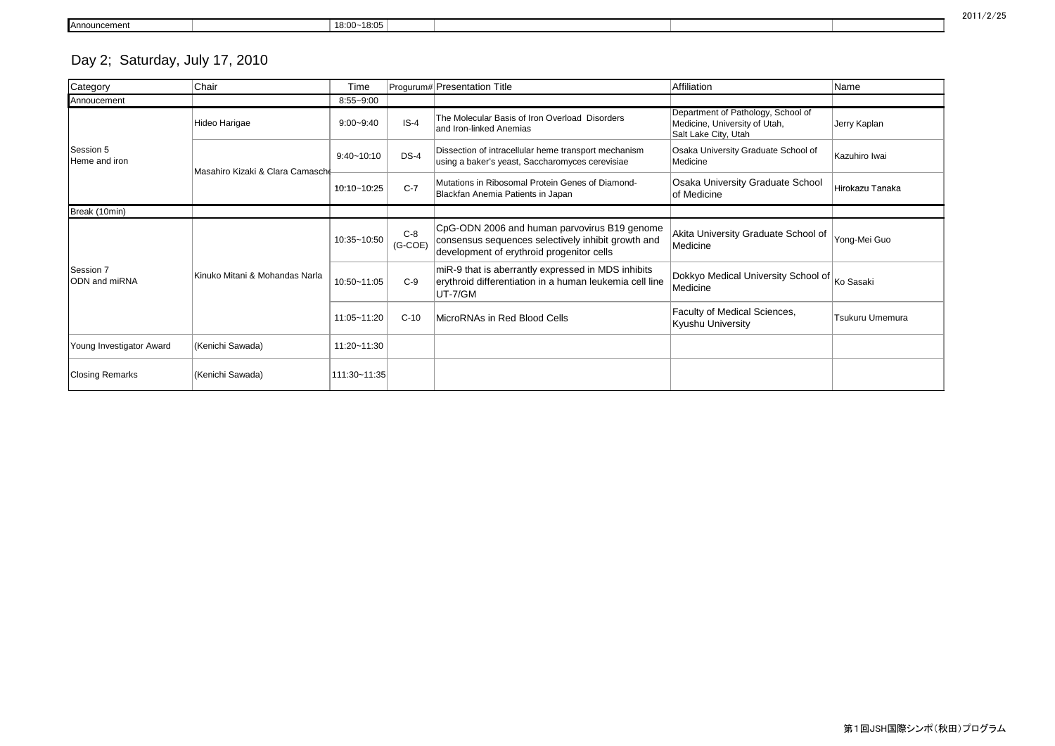| Announcement | | 18:00~18:05 | | | | |
|---|---|---|---|---|---|---|

## Day 2; Saturday, July 17, 2010

| Category | Chair | Time | Progurum# | Presentation Title | Affiliation | Name |
|---|---|---|---|---|---|---|
| Annoucement | | 8:55~9:00 | | | | |
| Session 5 Heme and iron | Hideo Harigae | 9:00~9:40 | IS-4 | The Molecular Basis of Iron Overload Disorders and Iron-linked Anemias | Department of Pathology, School of Medicine, University of Utah, Salt Lake City, Utah | Jerry Kaplan |
| | Masahiro Kizaki & Clara Camasche | 9:40~10:10 | DS-4 | Dissection of intracellular heme transport mechanism using a baker's yeast, Saccharomyces cerevisiae | Osaka University Graduate School of Medicine | Kazuhiro Iwai |
| | | 10:10~10:25 | C-7 | Mutations in Ribosomal Protein Genes of Diamond-Blackfan Anemia Patients in Japan | Osaka University Graduate School of Medicine | Hirokazu Tanaka |
| Break (10min) | | | | | | |
| Session 7 ODN and miRNA | Kinuko Mitani & Mohandas Narla | 10:35~10:50 | C-8 (G-COE) | CpG-ODN 2006 and human parvovirus B19 genome consensus sequences selectively inhibit growth and development of erythroid progenitor cells | Akita University Graduate School of Medicine | Yong-Mei Guo |
| | | 10:50~11:05 | C-9 | miR-9 that is aberrantly expressed in MDS inhibits erythroid differentiation in a human leukemia cell line UT-7/GM | Dokkyo Medical University School of Medicine | Ko Sasaki |
| | | 11:05~11:20 | C-10 | MicroRNAs in Red Blood Cells | Faculty of Medical Sciences, Kyushu University | Tsukuru Umemura |
| Young Investigator Award | (Kenichi Sawada) | 11:20~11:30 | | | | |
| Closing Remarks | (Kenichi Sawada) | 111:30~11:35 | | | | |